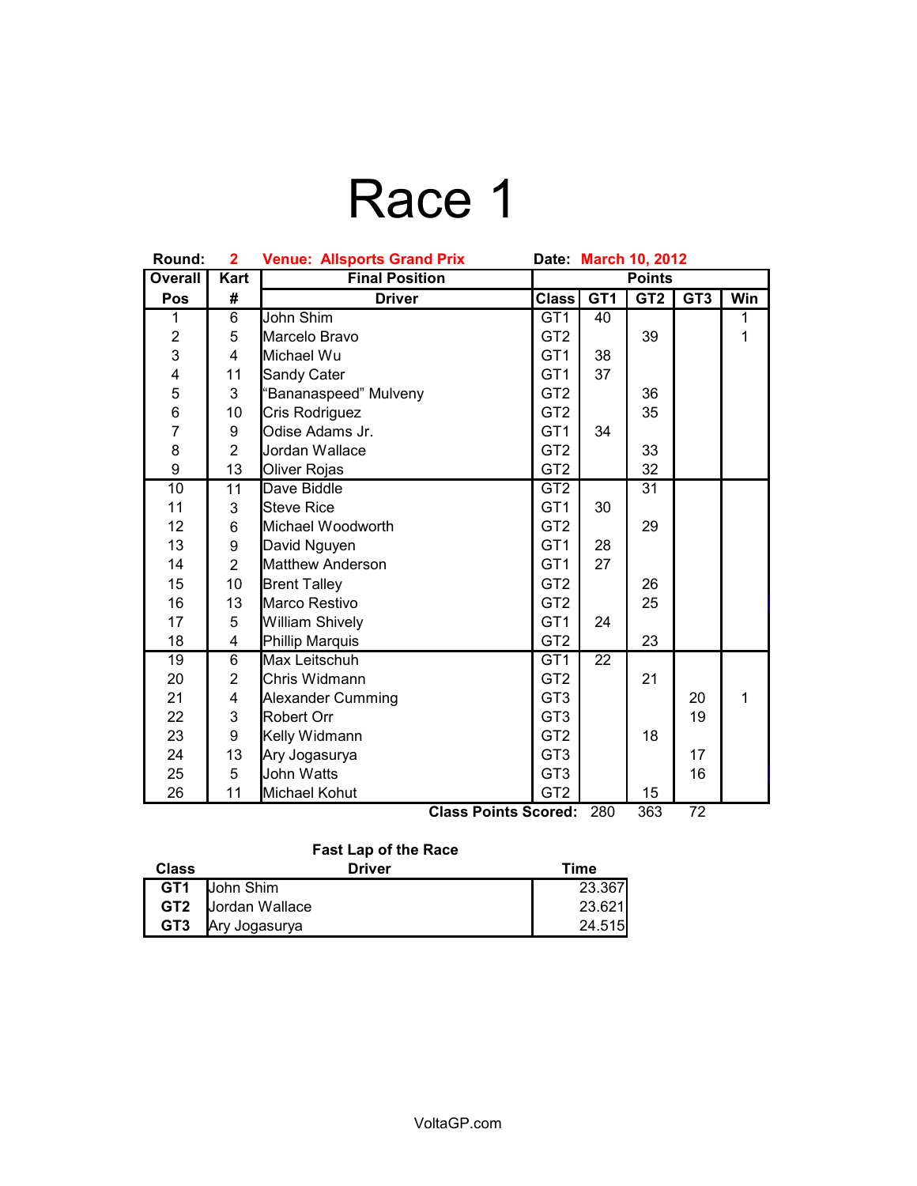# Race 1

**Round:** 2 **Venue: Allsports Grand Prix** **Date: March 10, 2012**

| Overall Pos | Kart # | Final Position Driver | Class | GT1 | GT2 | GT3 | Win |
|---|---|---|---|---|---|---|---|
| 1 | 6 | John Shim | GT1 | 40 | | | 1 |
| 2 | 5 | Marcelo Bravo | GT2 | | 39 | | 1 |
| 3 | 4 | Michael Wu | GT1 | 38 | | | |
| 4 | 11 | Sandy Cater | GT1 | 37 | | | |
| 5 | 3 | "Bananaspeed" Mulveny | GT2 | | 36 | | |
| 6 | 10 | Cris Rodriguez | GT2 | | 35 | | |
| 7 | 9 | Odise Adams Jr. | GT1 | 34 | | | |
| 8 | 2 | Jordan Wallace | GT2 | | 33 | | |
| 9 | 13 | Oliver Rojas | GT2 | | 32 | | |
| 10 | 11 | Dave Biddle | GT2 | | 31 | | |
| 11 | 3 | Steve Rice | GT1 | 30 | | | |
| 12 | 6 | Michael Woodworth | GT2 | | 29 | | |
| 13 | 9 | David Nguyen | GT1 | 28 | | | |
| 14 | 2 | Matthew Anderson | GT1 | 27 | | | |
| 15 | 10 | Brent Talley | GT2 | | 26 | | |
| 16 | 13 | Marco Restivo | GT2 | | 25 | | |
| 17 | 5 | William Shively | GT1 | 24 | | | |
| 18 | 4 | Phillip Marquis | GT2 | | 23 | | |
| 19 | 6 | Max Leitschuh | GT1 | 22 | | | |
| 20 | 2 | Chris Widmann | GT2 | | 21 | | |
| 21 | 4 | Alexander Cumming | GT3 | | | 20 | 1 |
| 22 | 3 | Robert Orr | GT3 | | | 19 | |
| 23 | 9 | Kelly Widmann | GT2 | | 18 | | |
| 24 | 13 | Ary Jogasurya | GT3 | | | 17 | |
| 25 | 5 | John Watts | GT3 | | | 16 | |
| 26 | 11 | Michael Kohut | GT2 | | 15 | | |
| | | | **Class Points Scored:** | 280 | 363 | 72 | |

**Fast Lap of the Race**

| Class | Driver | Time |
|---|---|---|
| **GT1** | John Shim | 23.367 |
| **GT2** | Jordan Wallace | 23.621 |
| **GT3** | Ary Jogasurya | 24.515 |

VoltaGP.com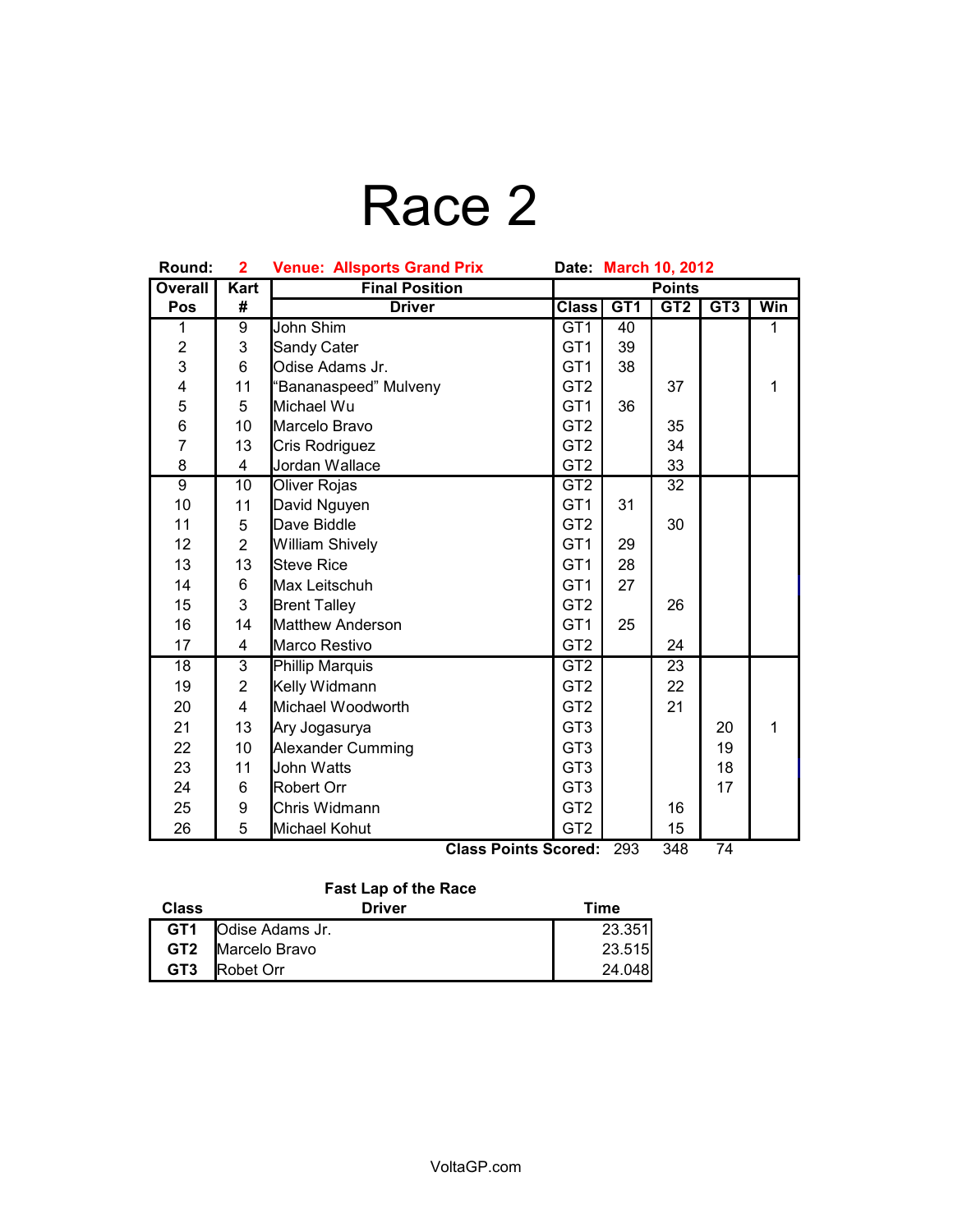# Race 2

**Round: 2** **Venue: Allsports Grand Prix** **Date: March 10, 2012**

| Overall Pos | Kart # | Final Position Driver | Class | GT1 | GT2 | GT3 | Win |
|---|---|---|---|---|---|---|---|
| 1 | 9 | John Shim | GT1 | 40 | | | 1 |
| 2 | 3 | Sandy Cater | GT1 | 39 | | | |
| 3 | 6 | Odise Adams Jr. | GT1 | 38 | | | |
| 4 | 11 | "Bananaspeed" Mulveny | GT2 | | 37 | | 1 |
| 5 | 5 | Michael Wu | GT1 | 36 | | | |
| 6 | 10 | Marcelo Bravo | GT2 | | 35 | | |
| 7 | 13 | Cris Rodriguez | GT2 | | 34 | | |
| 8 | 4 | Jordan Wallace | GT2 | | 33 | | |
| 9 | 10 | Oliver Rojas | GT2 | | 32 | | |
| 10 | 11 | David Nguyen | GT1 | 31 | | | |
| 11 | 5 | Dave Biddle | GT2 | | 30 | | |
| 12 | 2 | William Shively | GT1 | 29 | | | |
| 13 | 13 | Steve Rice | GT1 | 28 | | | |
| 14 | 6 | Max Leitschuh | GT1 | 27 | | | |
| 15 | 3 | Brent Talley | GT2 | | 26 | | |
| 16 | 14 | Matthew Anderson | GT1 | 25 | | | |
| 17 | 4 | Marco Restivo | GT2 | | 24 | | |
| 18 | 3 | Phillip Marquis | GT2 | | 23 | | |
| 19 | 2 | Kelly Widmann | GT2 | | 22 | | |
| 20 | 4 | Michael Woodworth | GT2 | | 21 | | |
| 21 | 13 | Ary Jogasurya | GT3 | | | 20 | 1 |
| 22 | 10 | Alexander Cumming | GT3 | | | 19 | |
| 23 | 11 | John Watts | GT3 | | | 18 | |
| 24 | 6 | Robert Orr | GT3 | | | 17 | |
| 25 | 9 | Chris Widmann | GT2 | | 16 | | |
| 26 | 5 | Michael Kohut | GT2 | | 15 | | |
| | | **Class Points Scored:** | | 293 | 348 | 74 | |

**Fast Lap of the Race**

| Class | Driver | Time |
|---|---|---|
| **GT1** | Odise Adams Jr. | 23.351 |
| **GT2** | Marcelo Bravo | 23.515 |
| **GT3** | Robet Orr | 24.048 |

VoltaGP.com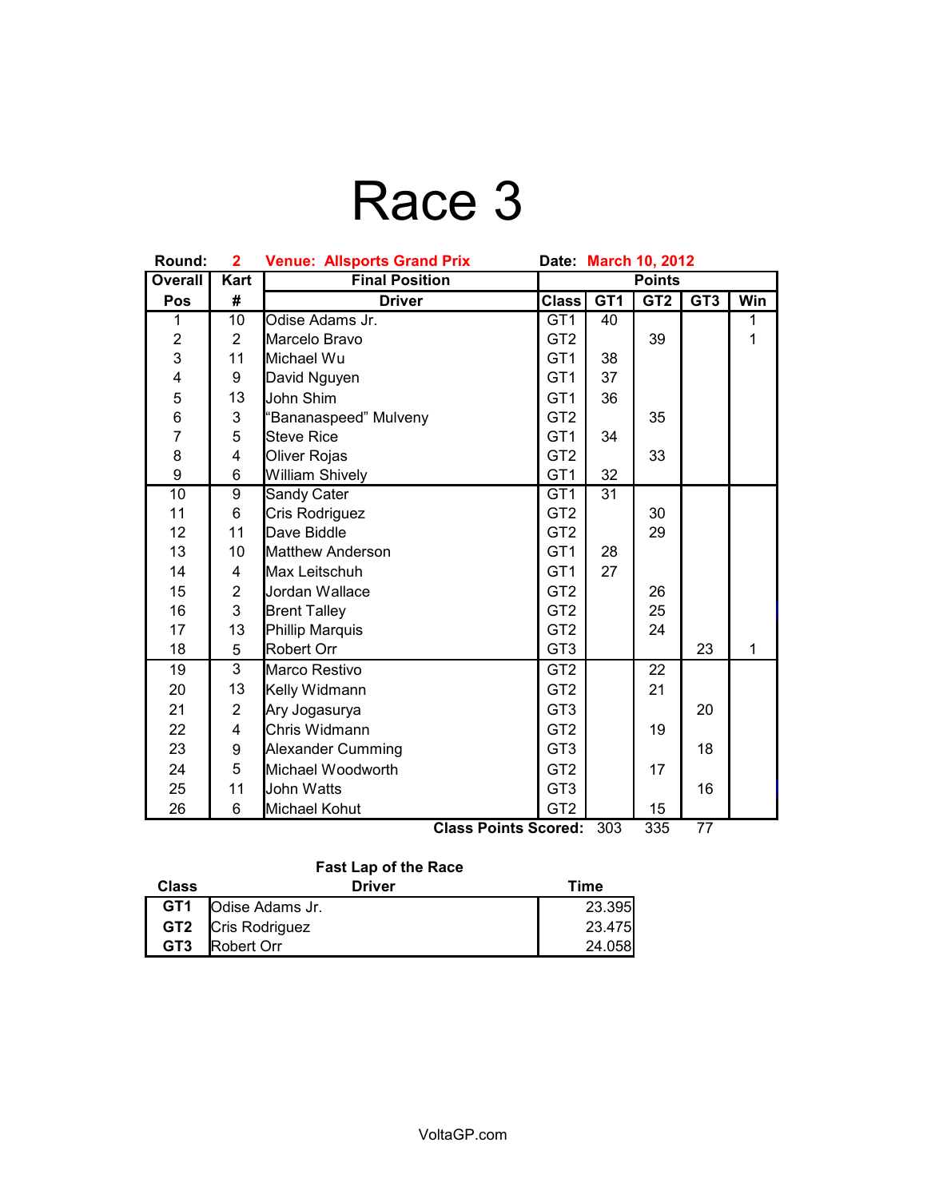# Race 3

**Round:** **2** **Venue: Allsports Grand Prix** **Date: March 10, 2012**

| Overall Pos | Kart # | Final Position Driver | Class | GT1 | GT2 | GT3 | Win |
|---|---|---|---|---|---|---|---|
| 1 | 10 | Odise Adams Jr. | GT1 | 40 | | | 1 |
| 2 | 2 | Marcelo Bravo | GT2 | | 39 | | 1 |
| 3 | 11 | Michael Wu | GT1 | 38 | | | |
| 4 | 9 | David Nguyen | GT1 | 37 | | | |
| 5 | 13 | John Shim | GT1 | 36 | | | |
| 6 | 3 | "Bananaspeed" Mulveny | GT2 | | 35 | | |
| 7 | 5 | Steve Rice | GT1 | 34 | | | |
| 8 | 4 | Oliver Rojas | GT2 | | 33 | | |
| 9 | 6 | William Shively | GT1 | 32 | | | |
| 10 | 9 | Sandy Cater | GT1 | 31 | | | |
| 11 | 6 | Cris Rodriguez | GT2 | | 30 | | |
| 12 | 11 | Dave Biddle | GT2 | | 29 | | |
| 13 | 10 | Matthew Anderson | GT1 | 28 | | | |
| 14 | 4 | Max Leitschuh | GT1 | 27 | | | |
| 15 | 2 | Jordan Wallace | GT2 | | 26 | | |
| 16 | 3 | Brent Talley | GT2 | | 25 | | |
| 17 | 13 | Phillip Marquis | GT2 | | 24 | | |
| 18 | 5 | Robert Orr | GT3 | | | 23 | 1 |
| 19 | 3 | Marco Restivo | GT2 | | 22 | | |
| 20 | 13 | Kelly Widmann | GT2 | | 21 | | |
| 21 | 2 | Ary Jogasurya | GT3 | | | 20 | |
| 22 | 4 | Chris Widmann | GT2 | | 19 | | |
| 23 | 9 | Alexander Cumming | GT3 | | | 18 | |
| 24 | 5 | Michael Woodworth | GT2 | | 17 | | |
| 25 | 11 | John Watts | GT3 | | | 16 | |
| 26 | 6 | Michael Kohut | GT2 | | 15 | | |
| | | **Class Points Scored:** | | 303 | 335 | 77 | |

**Fast Lap of the Race**

| Class | Driver | Time |
|---|---|---|
| **GT1** | Odise Adams Jr. | 23.395 |
| **GT2** | Cris Rodriguez | 23.475 |
| **GT3** | Robert Orr | 24.058 |

VoltaGP.com